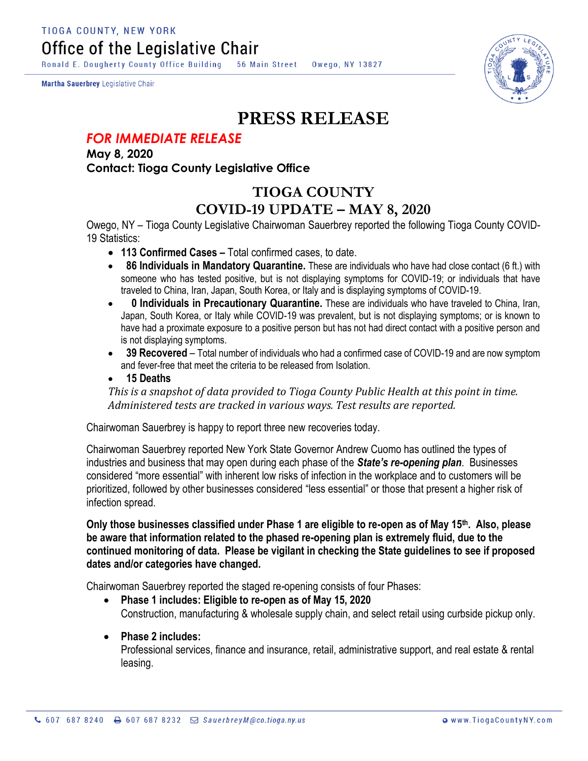TIOGA COUNTY, NEW YORK

# Office of the Legislative Chair

Ronald E. Dougherty County Office Building  56 Main Street  Owego, NY 13827

**Martha Sauerbrey** Legislative Chair

# PRESS RELEASE

***FOR IMMEDIATE RELEASE***

**May 8, 2020**

**Contact: Tioga County Legislative Office**

## TIOGA COUNTY
## COVID-19 UPDATE – MAY 8, 2020

Owego, NY – Tioga County Legislative Chairwoman Sauerbrey reported the following Tioga County COVID-19 Statistics:

- **113 Confirmed Cases –** Total confirmed cases, to date.
- **86 Individuals in Mandatory Quarantine.** These are individuals who have had close contact (6 ft.) with someone who has tested positive, but is not displaying symptoms for COVID-19; or individuals that have traveled to China, Iran, Japan, South Korea, or Italy and is displaying symptoms of COVID-19.
- **0 Individuals in Precautionary Quarantine.** These are individuals who have traveled to China, Iran, Japan, South Korea, or Italy while COVID-19 was prevalent, but is not displaying symptoms; or is known to have had a proximate exposure to a positive person but has not had direct contact with a positive person and is not displaying symptoms.
- **39 Recovered** – Total number of individuals who had a confirmed case of COVID-19 and are now symptom and fever-free that meet the criteria to be released from Isolation.
- **15 Deaths**

*This is a snapshot of data provided to Tioga County Public Health at this point in time. Administered tests are tracked in various ways. Test results are reported.*

Chairwoman Sauerbrey is happy to report three new recoveries today.

Chairwoman Sauerbrey reported New York State Governor Andrew Cuomo has outlined the types of industries and business that may open during each phase of the ***State's re-opening plan***. Businesses considered "more essential" with inherent low risks of infection in the workplace and to customers will be prioritized, followed by other businesses considered "less essential" or those that present a higher risk of infection spread.

**Only those businesses classified under Phase 1 are eligible to re-open as of May 15th. Also, please be aware that information related to the phased re-opening plan is extremely fluid, due to the continued monitoring of data. Please be vigilant in checking the State guidelines to see if proposed dates and/or categories have changed.**

Chairwoman Sauerbrey reported the staged re-opening consists of four Phases:

- **Phase 1 includes: Eligible to re-open as of May 15, 2020**
  Construction, manufacturing & wholesale supply chain, and select retail using curbside pickup only.

- **Phase 2 includes:**
  Professional services, finance and insurance, retail, administrative support, and real estate & rental leasing.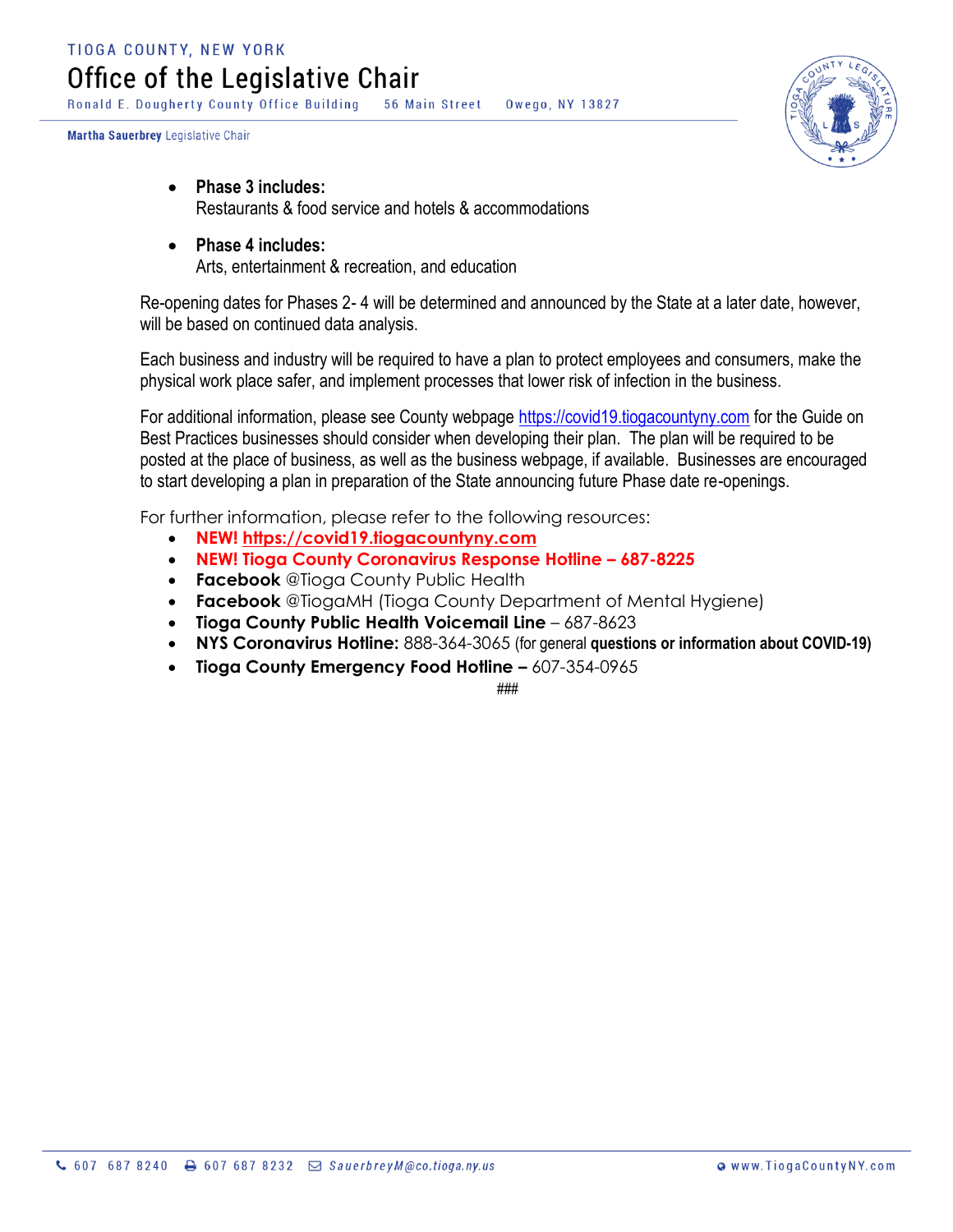- **Phase 3 includes:**
  Restaurants & food service and hotels & accommodations

- **Phase 4 includes:**
  Arts, entertainment & recreation, and education

Re-opening dates for Phases 2- 4 will be determined and announced by the State at a later date, however, will be based on continued data analysis.

Each business and industry will be required to have a plan to protect employees and consumers, make the physical work place safer, and implement processes that lower risk of infection in the business.

For additional information, please see County webpage https://covid19.tiogacountyny.com for the Guide on Best Practices businesses should consider when developing their plan. The plan will be required to be posted at the place of business, as well as the business webpage, if available. Businesses are encouraged to start developing a plan in preparation of the State announcing future Phase date re-openings.

For further information, please refer to the following resources:

- **NEW! https://covid19.tiogacountyny.com**
- **NEW! Tioga County Coronavirus Response Hotline – 687-8225**
- **Facebook** @Tioga County Public Health
- **Facebook** @TiogaMH (Tioga County Department of Mental Hygiene)
- **Tioga County Public Health Voicemail Line** – 687-8623
- **NYS Coronavirus Hotline:** 888-364-3065 (for general **questions or information about COVID-19)**
- **Tioga County Emergency Food Hotline –** 607-354-0965

###